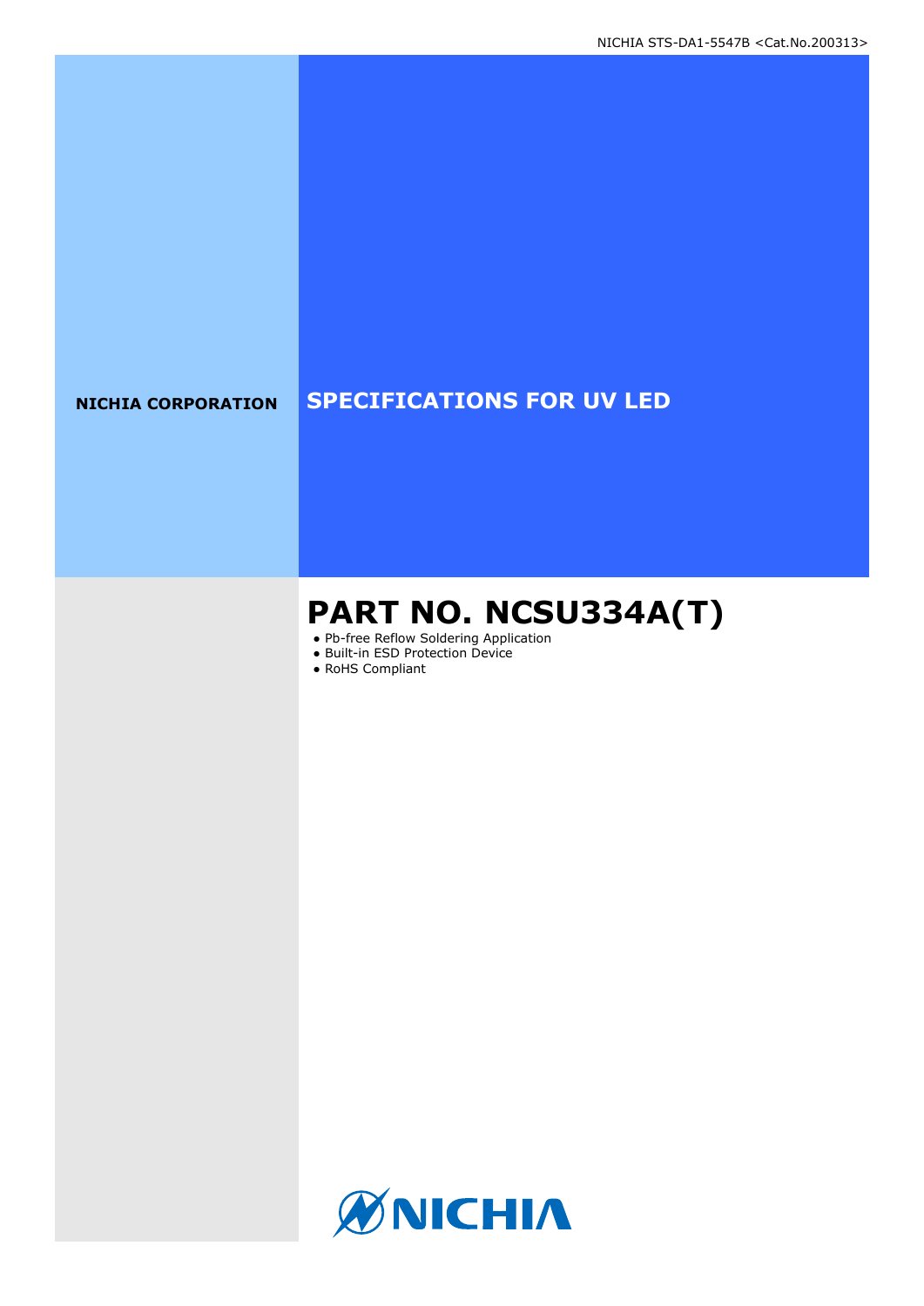NICHIA STS-DA1-5547B <Cat.No.200313>

**NICHIA CORPORATION**

# SPECIFICATIONS FOR UV LED

# PART NO. NCSU334A(T)

- Pb-free Reflow Soldering Application
- Built-in ESD Protection Device
- RoHS Compliant

NICHIA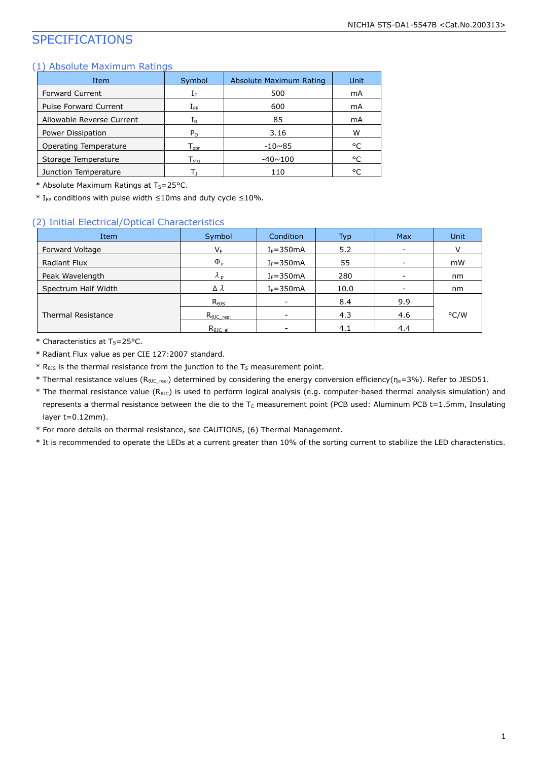# SPECIFICATIONS

## (1) Absolute Maximum Ratings

| Item | Symbol | Absolute Maximum Rating | Unit |
|---|---|---|---|
| Forward Current | $I_F$ | 500 | mA |
| Pulse Forward Current | $I_{FP}$ | 600 | mA |
| Allowable Reverse Current | $I_R$ | 85 | mA |
| Power Dissipation | $P_D$ | 3.16 | W |
| Operating Temperature | $T_{opr}$ | -10~85 | °C |
| Storage Temperature | $T_{stg}$ | -40~100 | °C |
| Junction Temperature | $T_J$ | 110 | °C |

* Absolute Maximum Ratings at $T_S$=25°C.
* $I_{FP}$ conditions with pulse width ≤10ms and duty cycle ≤10%.

## (2) Initial Electrical/Optical Characteristics

| Item | Symbol | Condition | Typ | Max | Unit |
|---|---|---|---|---|---|
| Forward Voltage | $V_F$ | $I_F$=350mA | 5.2 | - | V |
| Radiant Flux | $\Phi_e$ | $I_F$=350mA | 55 | - | mW |
| Peak Wavelength | $\lambda_p$ | $I_F$=350mA | 280 | - | nm |
| Spectrum Half Width | $\Delta\lambda$ | $I_F$=350mA | 10.0 | - | nm |
| Thermal Resistance | $R_{\theta JS}$ | - | 8.4 | 9.9 | °C/W |
| | $R_{\theta JC\_real}$ | - | 4.3 | 4.6 | |
| | $R_{\theta JC\_el}$ | - | 4.1 | 4.4 | |

* Characteristics at $T_S$=25°C.
* Radiant Flux value as per CIE 127:2007 standard.
* $R_{\theta JS}$ is the thermal resistance from the junction to the $T_S$ measurement point.
* Thermal resistance values ($R_{\theta JC\_real}$) determined by considering the energy conversion efficiency($\eta_e$=3%). Refer to JESD51.
* The thermal resistance value ($R_{\theta JC}$) is used to perform logical analysis (e.g. computer-based thermal analysis simulation) and represents a thermal resistance between the die to the $T_C$ measurement point (PCB used: Aluminum PCB t=1.5mm, Insulating layer t=0.12mm).
* For more details on thermal resistance, see CAUTIONS, (6) Thermal Management.
* It is recommended to operate the LEDs at a current greater than 10% of the sorting current to stabilize the LED characteristics.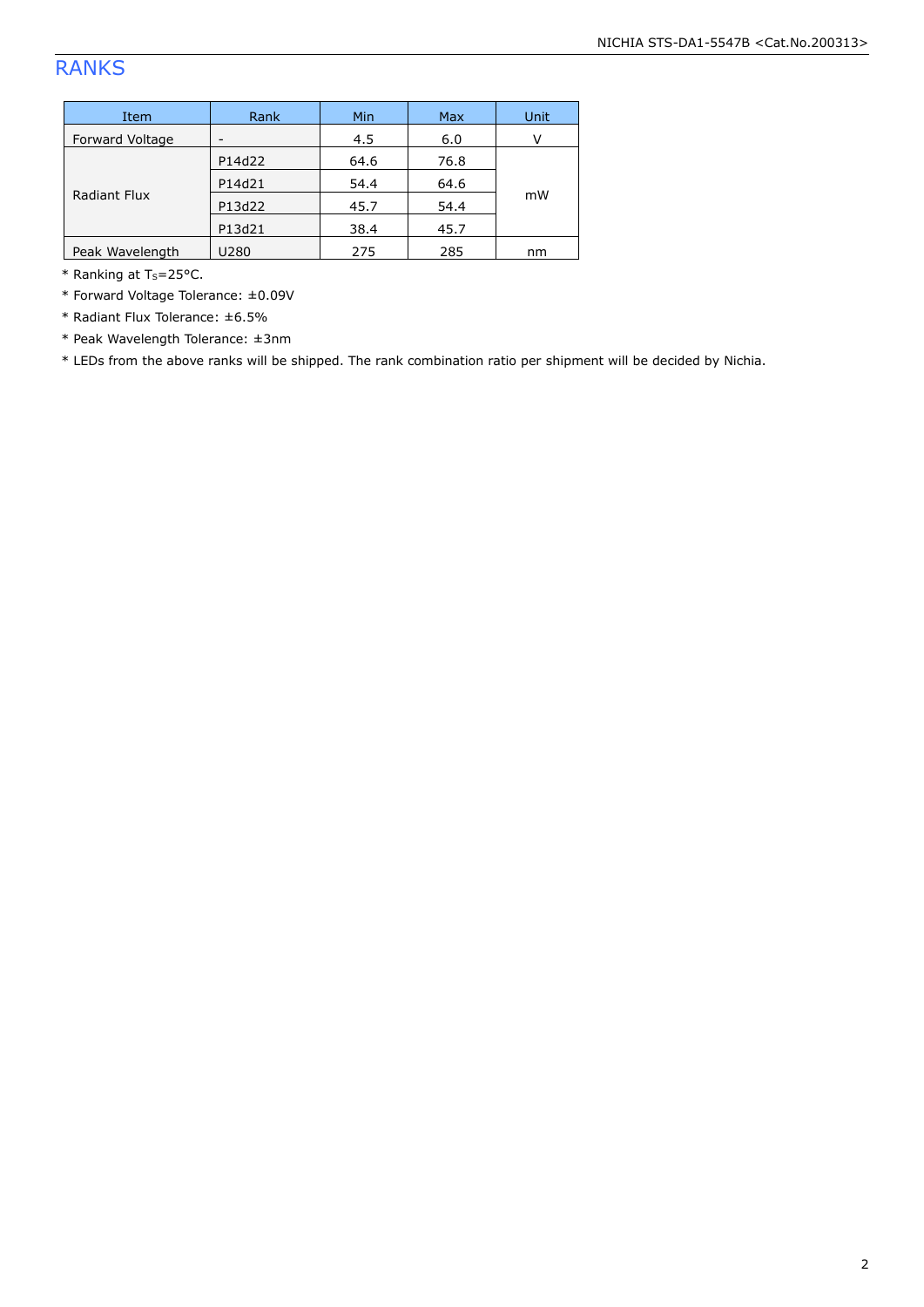## RANKS

| Item | Rank | Min | Max | Unit |
|---|---|---|---|---|
| Forward Voltage | - | 4.5 | 6.0 | V |
| Radiant Flux | P14d22 | 64.6 | 76.8 | mW |
| | P14d21 | 54.4 | 64.6 | |
| | P13d22 | 45.7 | 54.4 | |
| | P13d21 | 38.4 | 45.7 | |
| Peak Wavelength | U280 | 275 | 285 | nm |

* Ranking at $T_S$=25°C.
* Forward Voltage Tolerance: ±0.09V
* Radiant Flux Tolerance: ±6.5%
* Peak Wavelength Tolerance: ±3nm
* LEDs from the above ranks will be shipped. The rank combination ratio per shipment will be decided by Nichia.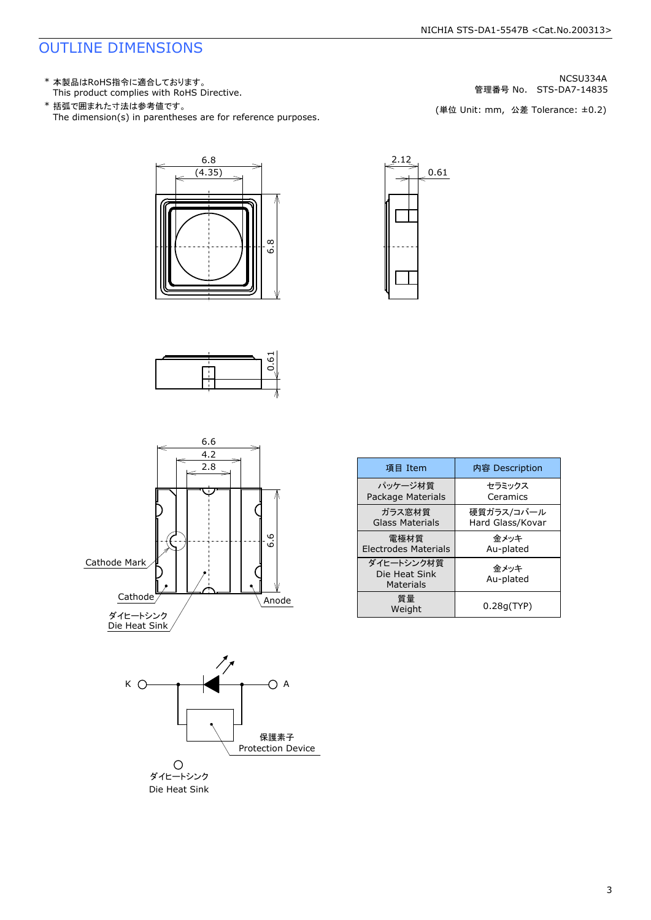# OUTLINE DIMENSIONS

\* 本製品はRoHS指令に適合しております。
This product complies with RoHS Directive.

\* 括弧で囲まれた寸法は参考値です。
The dimension(s) in parentheses are for reference purposes.

NCSU334A
管理番号 No.　STS-DA7-14835

(単位 Unit: mm,　公差 Tolerance: ±0.2)

6.8
(4.35)
6.8
2.12
0.61
0.61

6.6
4.2
2.8
6.6

Cathode Mark
Cathode
Anode
ダイヒートシンク
Die Heat Sink

K　A
保護素子
Protection Device
ダイヒートシンク
Die Heat Sink

| 項目 Item | 内容 Description |
|---|---|
| パッケージ材質<br>Package Materials | セラミックス<br>Ceramics |
| ガラス窓材質<br>Glass Materials | 硬質ガラス/コバール<br>Hard Glass/Kovar |
| 電極材質<br>Electrodes Materials | 金メッキ<br>Au-plated |
| ダイヒートシンク材質<br>Die Heat Sink<br>Materials | 金メッキ<br>Au-plated |
| 質量<br>Weight | 0.28g(TYP) |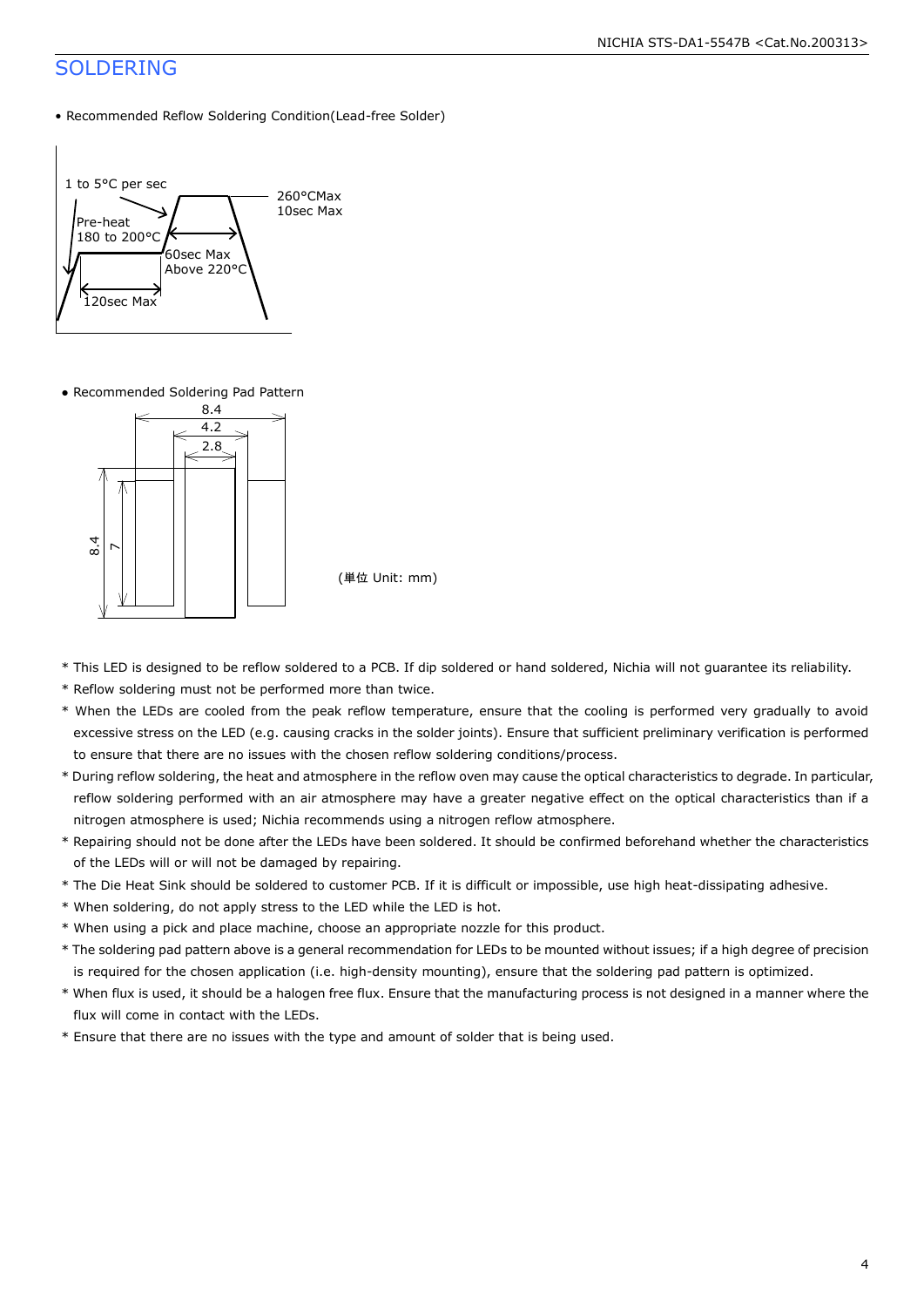# SOLDERING

- Recommended Reflow Soldering Condition(Lead-free Solder)

1 to 5°C per sec

Pre-heat 180 to 200°C

260°CMax 10sec Max

60sec Max Above 220°C

120sec Max

- Recommended Soldering Pad Pattern

8.4

4.2

2.8

8.4

7

(単位 Unit: mm)

\* This LED is designed to be reflow soldered to a PCB. If dip soldered or hand soldered, Nichia will not guarantee its reliability.

\* Reflow soldering must not be performed more than twice.

\* When the LEDs are cooled from the peak reflow temperature, ensure that the cooling is performed very gradually to avoid excessive stress on the LED (e.g. causing cracks in the solder joints). Ensure that sufficient preliminary verification is performed to ensure that there are no issues with the chosen reflow soldering conditions/process.

\* During reflow soldering, the heat and atmosphere in the reflow oven may cause the optical characteristics to degrade. In particular, reflow soldering performed with an air atmosphere may have a greater negative effect on the optical characteristics than if a nitrogen atmosphere is used; Nichia recommends using a nitrogen reflow atmosphere.

\* Repairing should not be done after the LEDs have been soldered. It should be confirmed beforehand whether the characteristics of the LEDs will or will not be damaged by repairing.

\* The Die Heat Sink should be soldered to customer PCB. If it is difficult or impossible, use high heat-dissipating adhesive.

\* When soldering, do not apply stress to the LED while the LED is hot.

\* When using a pick and place machine, choose an appropriate nozzle for this product.

\* The soldering pad pattern above is a general recommendation for LEDs to be mounted without issues; if a high degree of precision is required for the chosen application (i.e. high-density mounting), ensure that the soldering pad pattern is optimized.

\* When flux is used, it should be a halogen free flux. Ensure that the manufacturing process is not designed in a manner where the flux will come in contact with the LEDs.

\* Ensure that there are no issues with the type and amount of solder that is being used.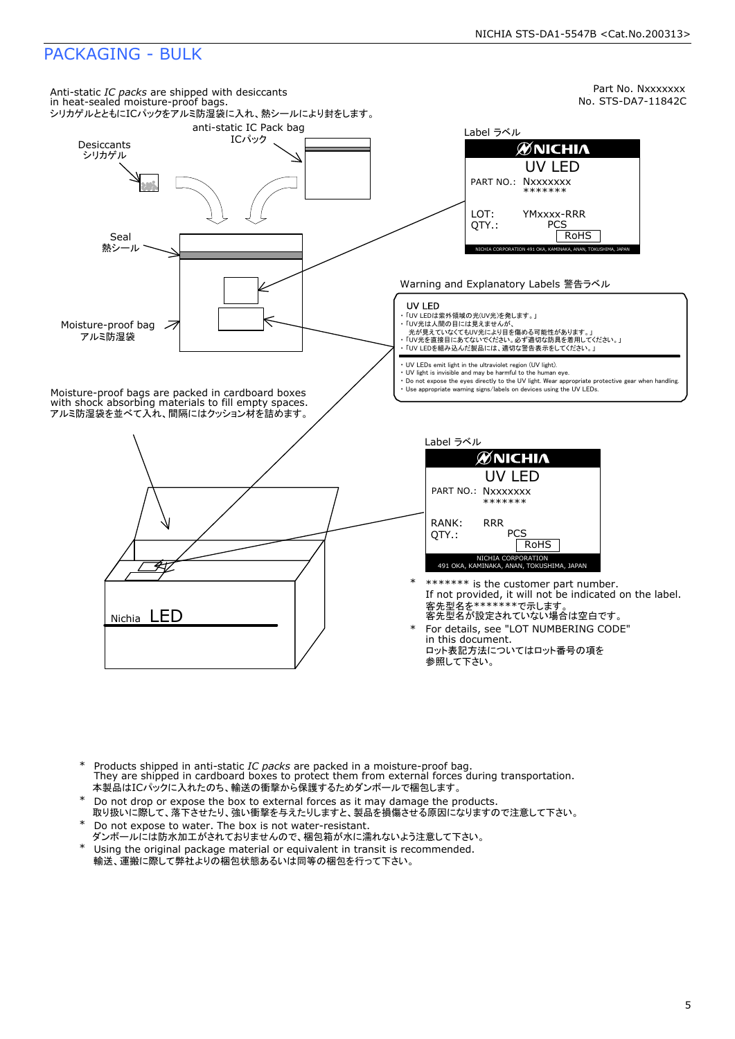# PACKAGING - BULK

Part No. Nxxxxxxx
No. STS-DA7-11842C

Anti-static *IC packs* are shipped with desiccants in heat-sealed moisture-proof bags.
シリカゲルとともにICパックをアルミ防湿袋に入れ、熱シールにより封をします。

anti-static IC Pack bag
ICパック

Desiccants
シリカゲル

Seal
熱シール

Moisture-proof bag
アルミ防湿袋

Label ラベル

**NICHIA**
UV LED
PART NO.: Nxxxxxxx
\*\*\*\*\*\*\*
LOT: YMxxxx-RRR
QTY.: PCS
RoHS
NICHIA CORPORATION 491 OKA, KAMINAKA, ANAN, TOKUSHIMA, JAPAN

Warning and Explanatory Labels 警告ラベル

UV LED
- 「UV LEDは紫外領域の光(UV光)を発します。」
- 「UV光は人間の目には見えませんが、光が見えていなくてもUV光により目を傷める可能性があります。」
- 「UV光を直接目にあてないでください。必ず適切な防具を着用してください。」
- 「UV LEDを組み込んだ製品には、適切な警告表示をしてください。」

- UV LEDs emit light in the ultraviolet region (UV light).
- UV light is invisible and may be harmful to the human eye.
- Do not expose the eyes directly to the UV light. Wear appropriate protective gear when handling.
- Use appropriate warning signs/labels on devices using the UV LEDs.

Moisture-proof bags are packed in cardboard boxes with shock absorbing materials to fill empty spaces.
アルミ防湿袋を並べて入れ、間隔にはクッション材を詰めます。

Label ラベル

**NICHIA**
UV LED
PART NO.: Nxxxxxxx
\*\*\*\*\*\*\*
RANK: RRR
QTY.: PCS
RoHS
NICHIA CORPORATION
491 OKA, KAMINAKA, ANAN, TOKUSHIMA, JAPAN

Nichia LED

\* \*\*\*\*\*\*\* is the customer part number.
If not provided, it will not be indicated on the label.
客先型名を\*\*\*\*\*\*\*で示します。
客先型名が設定されていない場合は空白です。

\* For details, see "LOT NUMBERING CODE" in this document.
ロット表記方法についてはロット番号の項を参照して下さい。

\* Products shipped in anti-static *IC packs* are packed in a moisture-proof bag.
They are shipped in cardboard boxes to protect them from external forces during transportation.
本製品はICパックに入れたのち、輸送の衝撃から保護するためダンボールで梱包します。

\* Do not drop or expose the box to external forces as it may damage the products.
取り扱いに際して、落下させたり、強い衝撃を与えたりしますと、製品を損傷させる原因になりますので注意して下さい。

\* Do not expose to water. The box is not water-resistant.
ダンボールには防水加工がされておりませんので、梱包箱が水に濡れないよう注意して下さい。

\* Using the original package material or equivalent in transit is recommended.
輸送、運搬に際して弊社よりの梱包状態あるいは同等の梱包を行って下さい。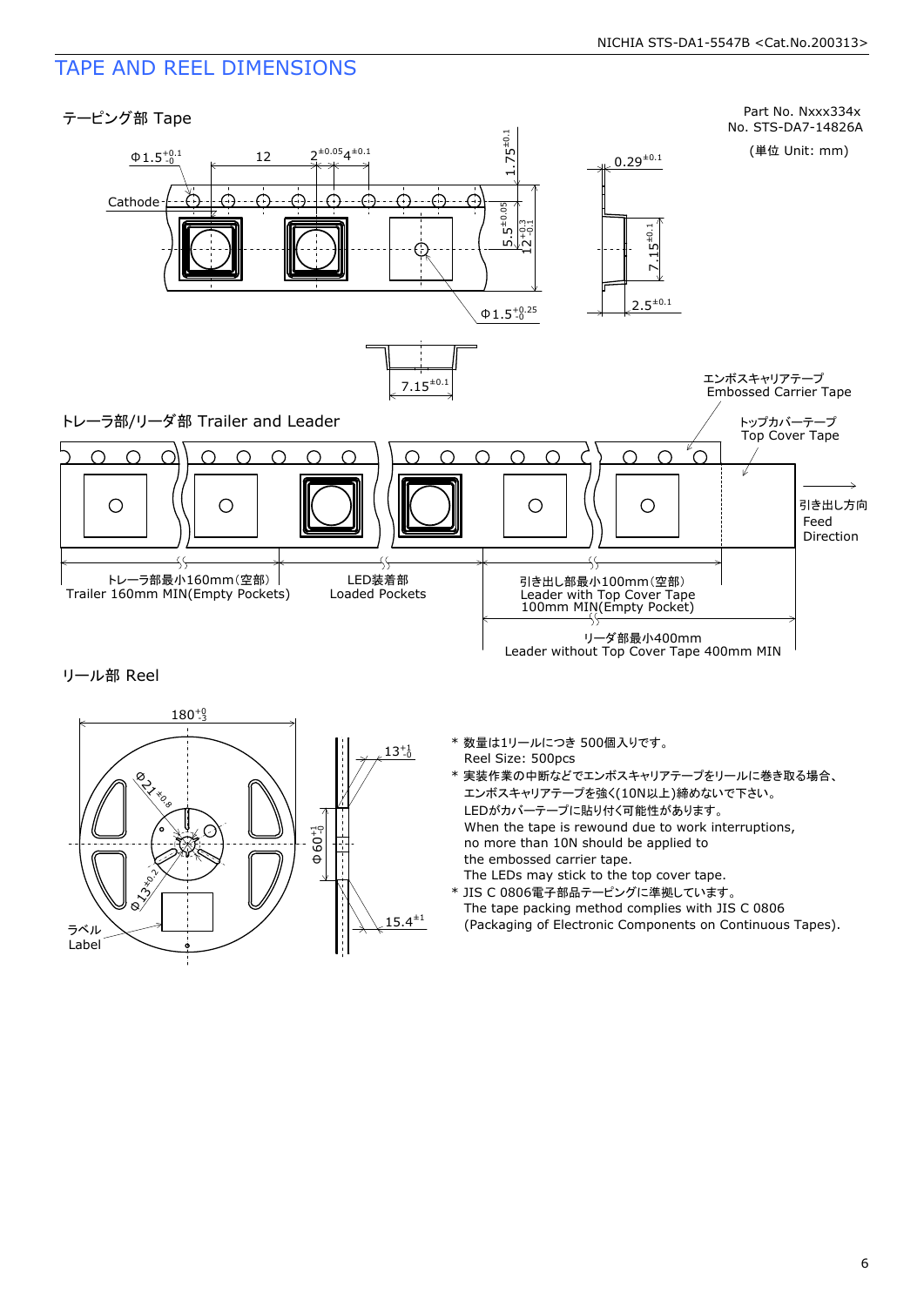## TAPE AND REEL DIMENSIONS

Part No. Nxxx334x
No. STS-DA7-14826A

(単位 Unit: mm)

### テーピング部 Tape

Φ1.5 $^{+0.1}_{-0}$ 12 $2^{\pm0.05}$ $4^{\pm0.1}$ $1.75^{\pm0.1}$ $0.29^{\pm0.1}$

Cathode

$5.5^{\pm0.05}$ $12^{+0.3}_{-0.1}$ $7.15^{\pm0.1}$

Φ1.5 $^{+0.25}_{-0}$ $2.5^{\pm0.1}$

$7.15^{\pm0.1}$

エンボスキャリアテープ
Embossed Carrier Tape

### トレーラ部/リーダ部 Trailer and Leader

トップカバーテープ
Top Cover Tape

引き出し方向
Feed
Direction

トレーラ部最小160mm(空部)
Trailer 160mm MIN(Empty Pockets)

LED装着部
Loaded Pockets

引き出し部最小100mm(空部)
Leader with Top Cover Tape
100mm MIN(Empty Pocket)

リーダ部最小400mm
Leader without Top Cover Tape 400mm MIN

### リール部 Reel

$180^{+0}_{-3}$ Φ$21^{\pm0.8}$ Φ$13^{\pm0.2}$ $13^{+1}_{-0}$ Φ$60^{+1}_{-0}$ $15.4^{\pm1}$

ラベル
Label

* 数量は1リールにつき 500個入りです。
  Reel Size: 500pcs
* 実装作業の中断などでエンボスキャリアテープをリールに巻き取る場合、
  エンボスキャリアテープを強く(10N以上)締めないで下さい。
  LEDがカバーテープに貼り付く可能性があります。
  When the tape is rewound due to work interruptions,
  no more than 10N should be applied to
  the embossed carrier tape.
  The LEDs may stick to the top cover tape.
* JIS C 0806電子部品テーピングに準拠しています。
  The tape packing method complies with JIS C 0806
  (Packaging of Electronic Components on Continuous Tapes).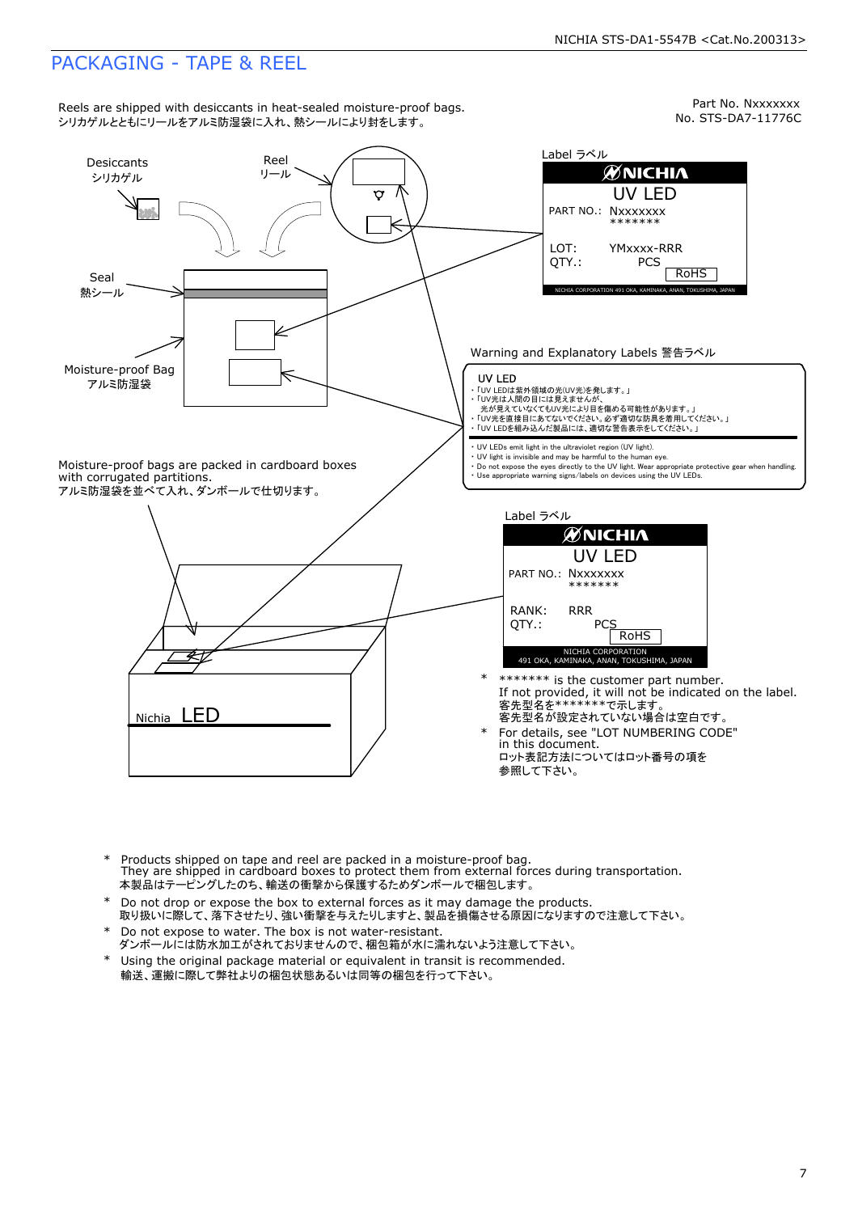# PACKAGING - TAPE & REEL

Reels are shipped with desiccants in heat-sealed moisture-proof bags.
シリカゲルとともにリールをアルミ防湿袋に入れ、熱シールにより封をします。

Part No. Nxxxxxxx
No. STS-DA7-11776C

Desiccants
シリカゲル

Reel
リール

Seal
熱シール

Moisture-proof Bag
アルミ防湿袋

Label ラベル

NICHIA
UV LED
PART NO.: Nxxxxxxx
\*\*\*\*\*\*\*
LOT: YMxxxx-RRR
QTY.: PCS
RoHS
NICHIA CORPORATION 491 OKA, KAMINAKA, ANAN, TOKUSHIMA, JAPAN

Warning and Explanatory Labels 警告ラベル

UV LED
・「UV LEDは紫外領域の光(UV光)を発します。」
・「UV光は人間の目には見えませんが、
光が見えていなくてもUV光により目を傷める可能性があります。」
・「UV光を直接目にあてないでください。必ず適切な防具を着用してください。」
・「UV LEDを組み込んだ製品には、適切な警告表示をしてください。」

・UV LEDs emit light in the ultraviolet region (UV light).
・UV light is invisible and may be harmful to the human eye.
・Do not expose the eyes directly to the UV light. Wear appropriate protective gear when handling.
・Use appropriate warning signs/labels on devices using the UV LEDs.

Moisture-proof bags are packed in cardboard boxes with corrugated partitions.
アルミ防湿袋を並べて入れ、ダンボールで仕切ります。

Label ラベル

NICHIA
UV LED
PART NO.: Nxxxxxxx
\*\*\*\*\*\*\*
RANK: RRR
QTY.: PCS
RoHS
NICHIA CORPORATION
491 OKA, KAMINAKA, ANAN, TOKUSHIMA, JAPAN

Nichia LED

\* \*\*\*\*\*\*\* is the customer part number.
If not provided, it will not be indicated on the label.
客先型名を\*\*\*\*\*\*\*で示します。
客先型名が設定されていない場合は空白です。

\* For details, see "LOT NUMBERING CODE" in this document.
ロット表記方法についてはロット番号の項を参照して下さい。

\* Products shipped on tape and reel are packed in a moisture-proof bag.
They are shipped in cardboard boxes to protect them from external forces during transportation.
本製品はテーピングしたのち、輸送の衝撃から保護するためダンボールで梱包します。

\* Do not drop or expose the box to external forces as it may damage the products.
取り扱いに際して、落下させたり、強い衝撃を与えたりしますと、製品を損傷させる原因になりますので注意して下さい。

\* Do not expose to water. The box is not water-resistant.
ダンボールには防水加工がされておりませんので、梱包箱が水に濡れないよう注意して下さい。

\* Using the original package material or equivalent in transit is recommended.
輸送、運搬に際して弊社よりの梱包状態あるいは同等の梱包を行って下さい。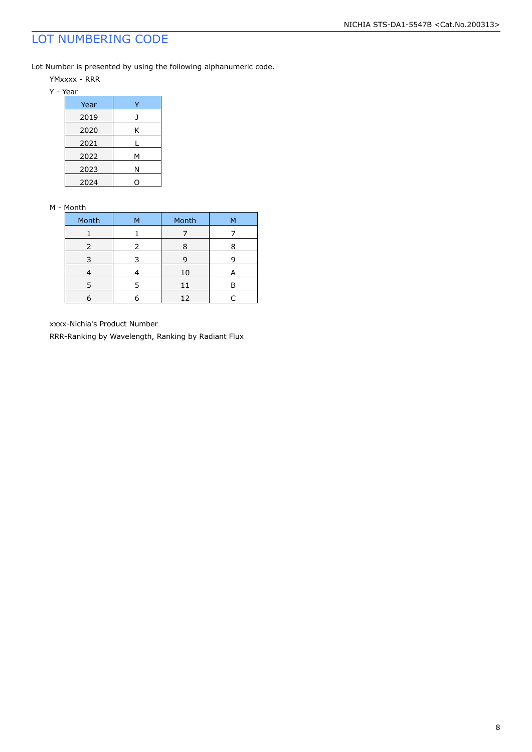# LOT NUMBERING CODE

Lot Number is presented by using the following alphanumeric code.

YMxxxx - RRR

Y - Year

| Year | Y |
|---|---|
| 2019 | J |
| 2020 | K |
| 2021 | L |
| 2022 | M |
| 2023 | N |
| 2024 | O |

M - Month

| Month | M | Month | M |
|---|---|---|---|
| 1 | 1 | 7 | 7 |
| 2 | 2 | 8 | 8 |
| 3 | 3 | 9 | 9 |
| 4 | 4 | 10 | A |
| 5 | 5 | 11 | B |
| 6 | 6 | 12 | C |

xxxx-Nichia's Product Number

RRR-Ranking by Wavelength, Ranking by Radiant Flux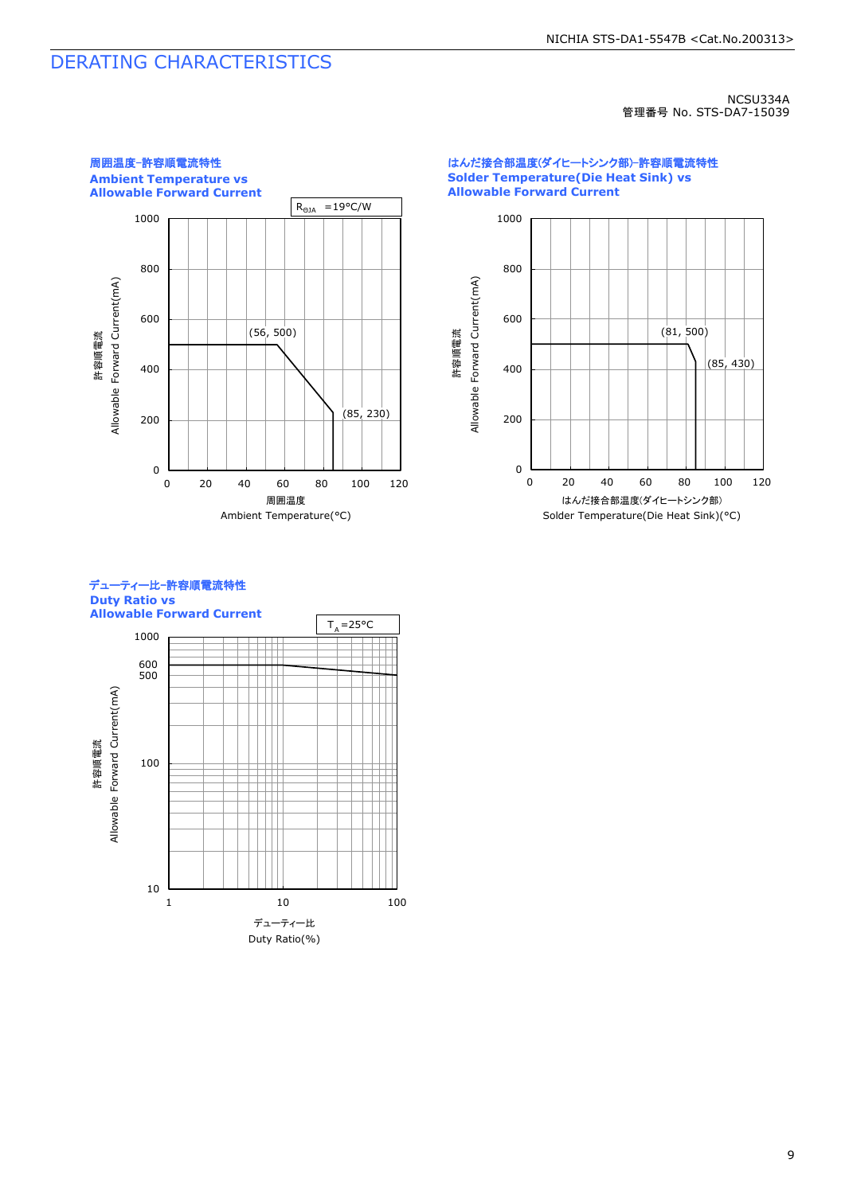# DERATING CHARACTERISTICS

NCSU334A
管理番号 No. STS-DA7-15039

### 周囲温度-許容順電流特性
### Ambient Temperature vs Allowable Forward Current

$R_{\Theta JA}$ =19°C/W

(56, 500)
(85, 230)

許容順電流
Allowable Forward Current(mA)

周囲温度
Ambient Temperature(°C)

### はんだ接合部温度(ダイヒートシンク部)-許容順電流特性
### Solder Temperature(Die Heat Sink) vs Allowable Forward Current

(81, 500)
(85, 430)

許容順電流
Allowable Forward Current(mA)

はんだ接合部温度(ダイヒートシンク部)
Solder Temperature(Die Heat Sink)(°C)

### デューティー比-許容順電流特性
### Duty Ratio vs Allowable Forward Current

$T_A$=25°C

許容順電流
Allowable Forward Current(mA)

デューティー比
Duty Ratio(%)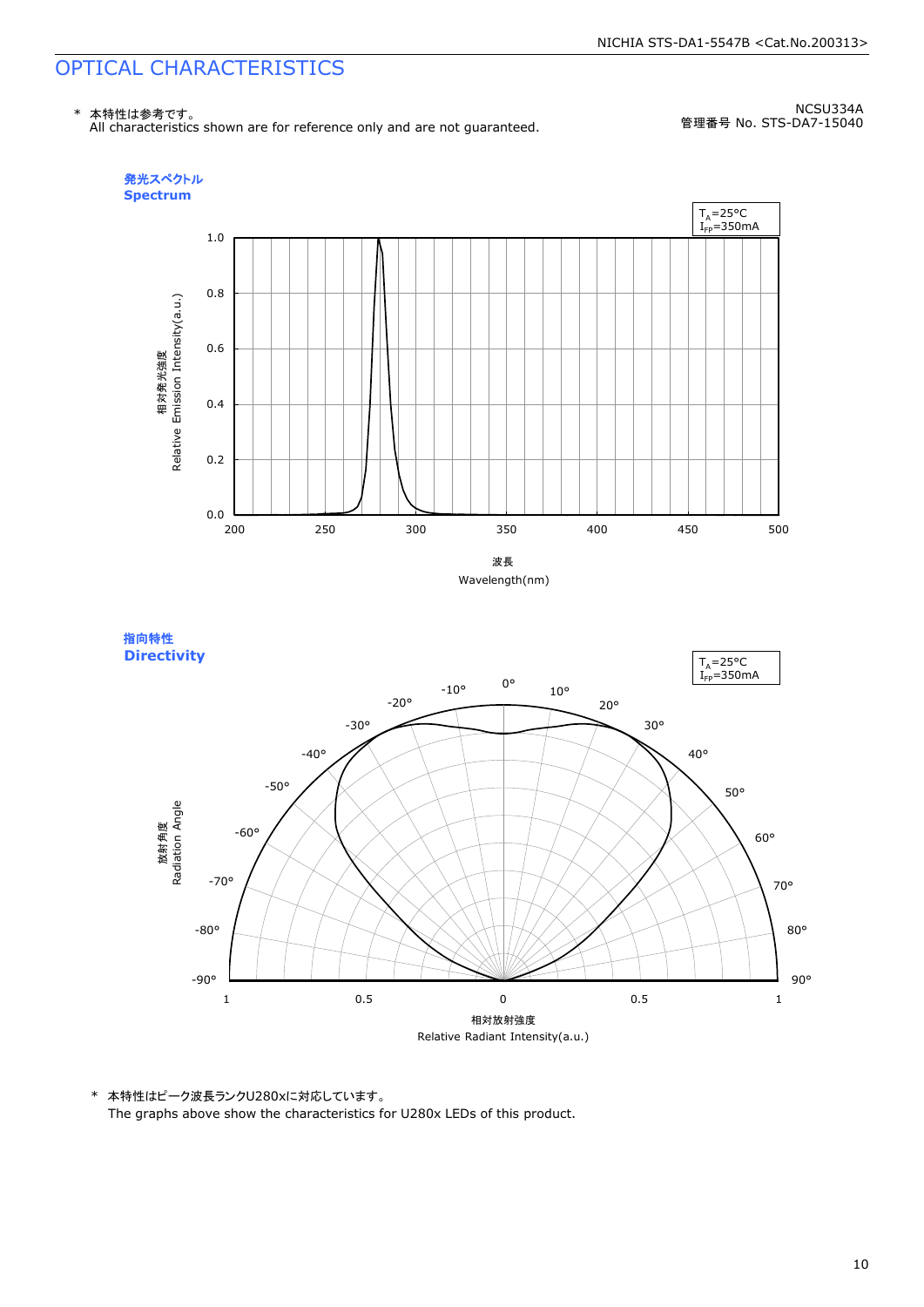# OPTICAL CHARACTERISTICS

\* 本特性は参考です。
All characteristics shown are for reference only and are not guaranteed.

NCSU334A
管理番号 No. STS-DA7-15040

**発光スペクトル**
**Spectrum**

$T_A$=25°C
$I_{FP}$=350mA

相対発光強度
Relative Emission Intensity(a.u.)

波長
Wavelength(nm)

**指向特性**
**Directivity**

$T_A$=25°C
$I_{FP}$=350mA

放射角度
Radiation Angle

相対放射強度
Relative Radiant Intensity(a.u.)

\* 本特性はピーク波長ランクU280xに対応しています。
The graphs above show the characteristics for U280x LEDs of this product.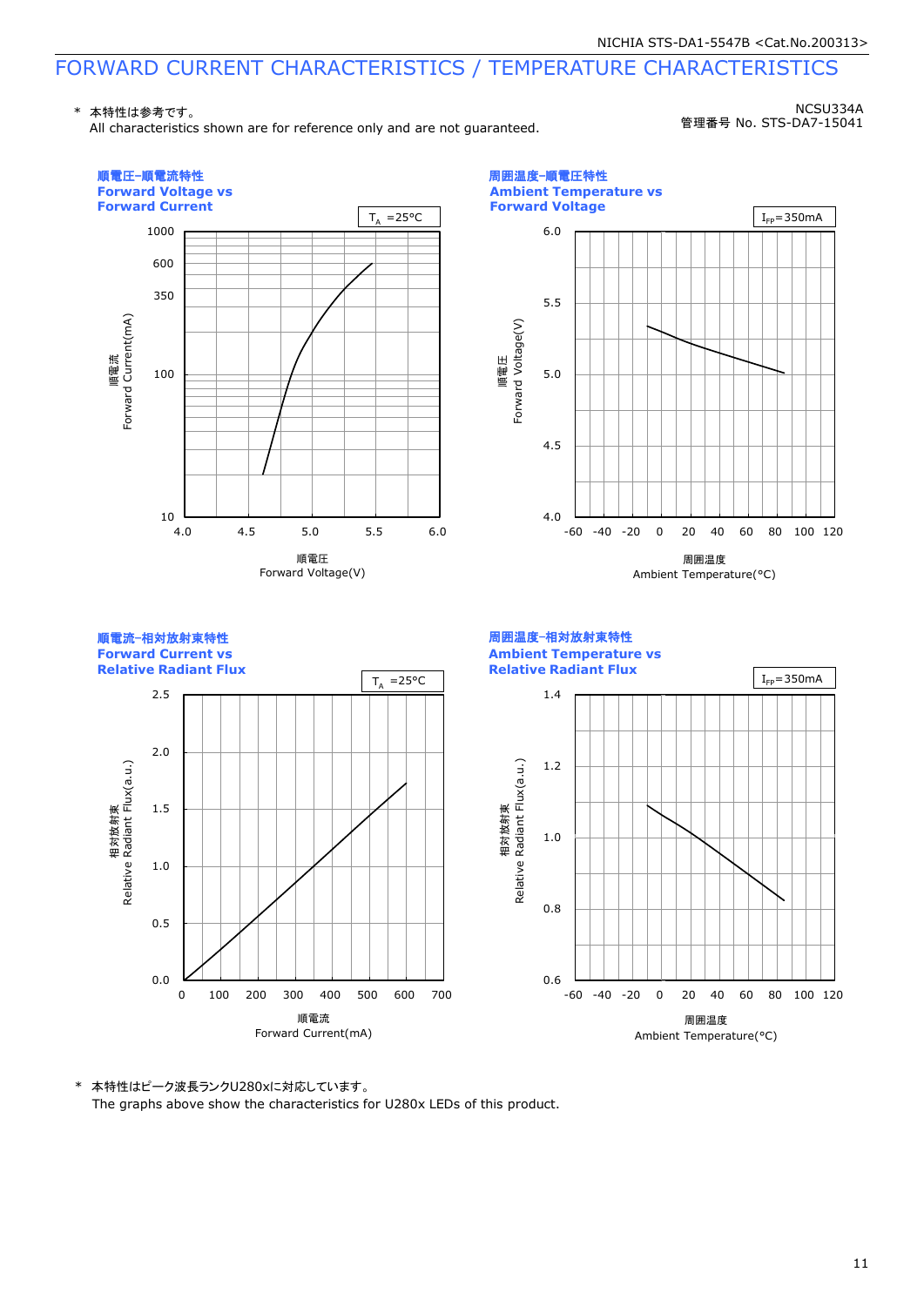# FORWARD CURRENT CHARACTERISTICS / TEMPERATURE CHARACTERISTICS

\* 本特性は参考です。
All characteristics shown are for reference only and are not guaranteed.

NCSU334A
管理番号 No. STS-DA7-15041

**順電圧-順電流特性**
**Forward Voltage vs Forward Current**

$T_A$ =25°C

Y-axis: 順電流 Forward Current(mA) — 10, 100, 350, 600, 1000
X-axis: 順電圧 Forward Voltage(V) — 4.0, 4.5, 5.0, 5.5, 6.0

**周囲温度-順電圧特性**
**Ambient Temperature vs Forward Voltage**

$I_{FP}$=350mA

Y-axis: 順電圧 Forward Voltage(V) — 4.0, 4.5, 5.0, 5.5, 6.0
X-axis: 周囲温度 Ambient Temperature(°C) — -60, -40, -20, 0, 20, 40, 60, 80, 100, 120

**順電流-相対放射束特性**
**Forward Current vs Relative Radiant Flux**

$T_A$ =25°C

Y-axis: 相対放射束 Relative Radiant Flux(a.u.) — 0.0, 0.5, 1.0, 1.5, 2.0, 2.5
X-axis: 順電流 Forward Current(mA) — 0, 100, 200, 300, 400, 500, 600, 700

**周囲温度-相対放射束特性**
**Ambient Temperature vs Relative Radiant Flux**

$I_{FP}$=350mA

Y-axis: 相対放射束 Relative Radiant Flux(a.u.) — 0.6, 0.8, 1.0, 1.2, 1.4
X-axis: 周囲温度 Ambient Temperature(°C) — -60, -40, -20, 0, 20, 40, 60, 80, 100, 120

\* 本特性はピーク波長ランクU280xに対応しています。
The graphs above show the characteristics for U280x LEDs of this product.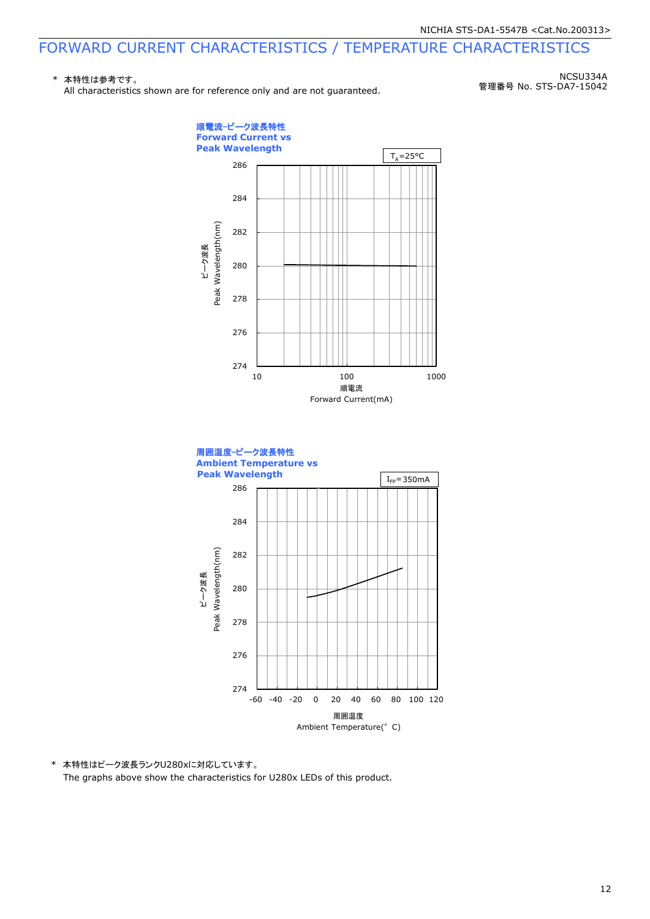# FORWARD CURRENT CHARACTERISTICS / TEMPERATURE CHARACTERISTICS

\* 本特性は参考です。
All characteristics shown are for reference only and are not guaranteed.

NCSU334A
管理番号 No. STS-DA7-15042

**順電流-ピーク波長特性**
**Forward Current vs Peak Wavelength**

$T_A$=25°C

ピーク波長 Peak Wavelength(nm): 274, 276, 278, 280, 282, 284, 286

順電流 Forward Current(mA): 10, 100, 1000

**周囲温度-ピーク波長特性**
**Ambient Temperature vs Peak Wavelength**

$I_{FP}$=350mA

ピーク波長 Peak Wavelength(nm): 274, 276, 278, 280, 282, 284, 286

周囲温度 Ambient Temperature(°C): -60, -40, -20, 0, 20, 40, 60, 80, 100, 120

\* 本特性はピーク波長ランクU280xに対応しています。
The graphs above show the characteristics for U280x LEDs of this product.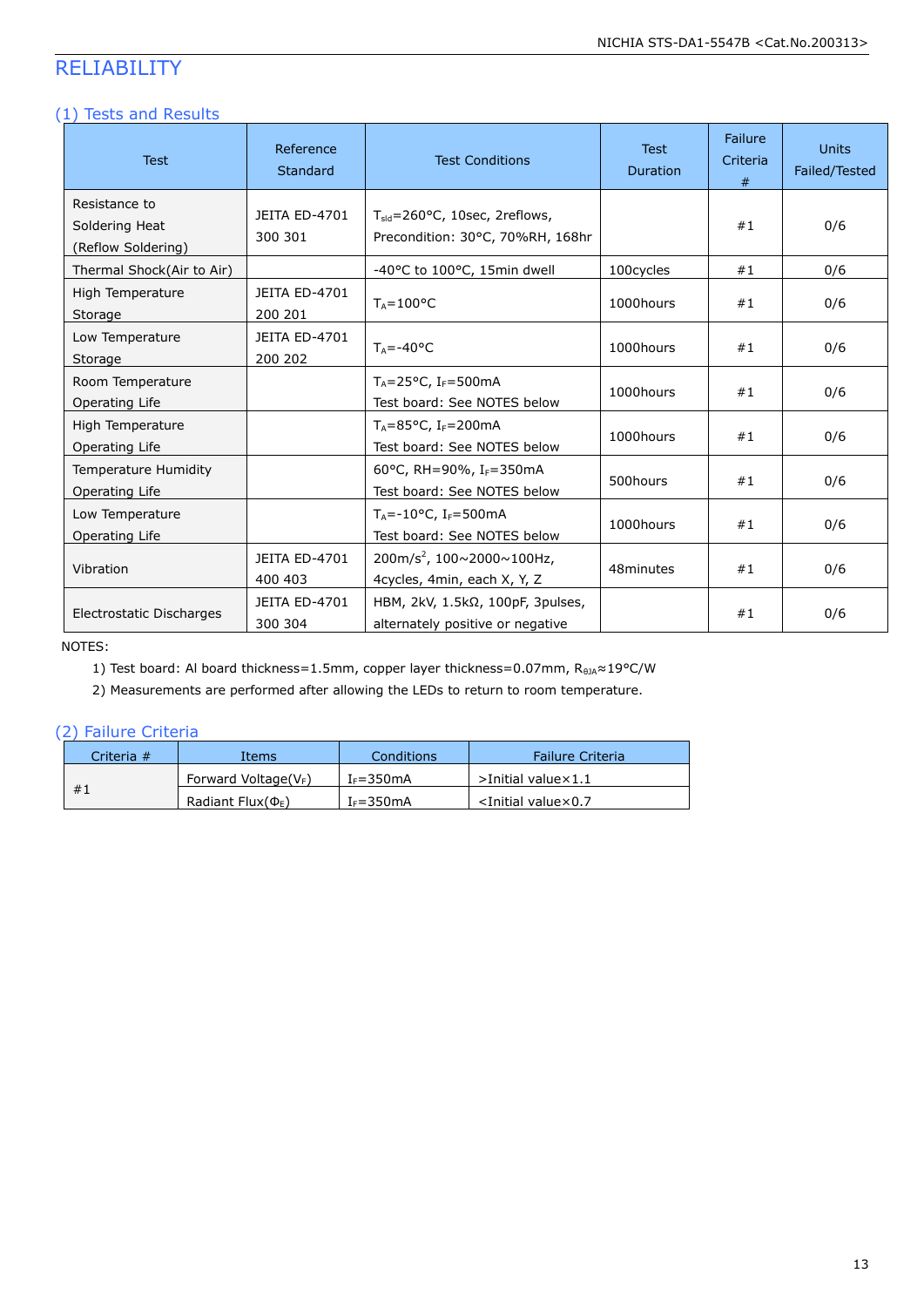# RELIABILITY

## (1) Tests and Results

| Test | Reference Standard | Test Conditions | Test Duration | Failure Criteria # | Units Failed/Tested |
|---|---|---|---|---|---|
| Resistance to Soldering Heat (Reflow Soldering) | JEITA ED-4701 300 301 | $T_{sld}$=260°C, 10sec, 2reflows, Precondition: 30°C, 70%RH, 168hr | | #1 | 0/6 |
| Thermal Shock(Air to Air) | | -40°C to 100°C, 15min dwell | 100cycles | #1 | 0/6 |
| High Temperature Storage | JEITA ED-4701 200 201 | $T_A$=100°C | 1000hours | #1 | 0/6 |
| Low Temperature Storage | JEITA ED-4701 200 202 | $T_A$=-40°C | 1000hours | #1 | 0/6 |
| Room Temperature Operating Life | | $T_A$=25°C, $I_F$=500mA Test board: See NOTES below | 1000hours | #1 | 0/6 |
| High Temperature Operating Life | | $T_A$=85°C, $I_F$=200mA Test board: See NOTES below | 1000hours | #1 | 0/6 |
| Temperature Humidity Operating Life | | 60°C, RH=90%, $I_F$=350mA Test board: See NOTES below | 500hours | #1 | 0/6 |
| Low Temperature Operating Life | | $T_A$=-10°C, $I_F$=500mA Test board: See NOTES below | 1000hours | #1 | 0/6 |
| Vibration | JEITA ED-4701 400 403 | 200m/s$^2$, 100~2000~100Hz, 4cycles, 4min, each X, Y, Z | 48minutes | #1 | 0/6 |
| Electrostatic Discharges | JEITA ED-4701 300 304 | HBM, 2kV, 1.5kΩ, 100pF, 3pulses, alternately positive or negative | | #1 | 0/6 |

NOTES:

1) Test board: Al board thickness=1.5mm, copper layer thickness=0.07mm, $R_{θJA}$≈19°C/W
2) Measurements are performed after allowing the LEDs to return to room temperature.

## (2) Failure Criteria

| Criteria # | Items | Conditions | Failure Criteria |
|---|---|---|---|
| #1 | Forward Voltage($V_F$) | $I_F$=350mA | >Initial value×1.1 |
| | Radiant Flux($Φ_E$) | $I_F$=350mA | <Initial value×0.7 |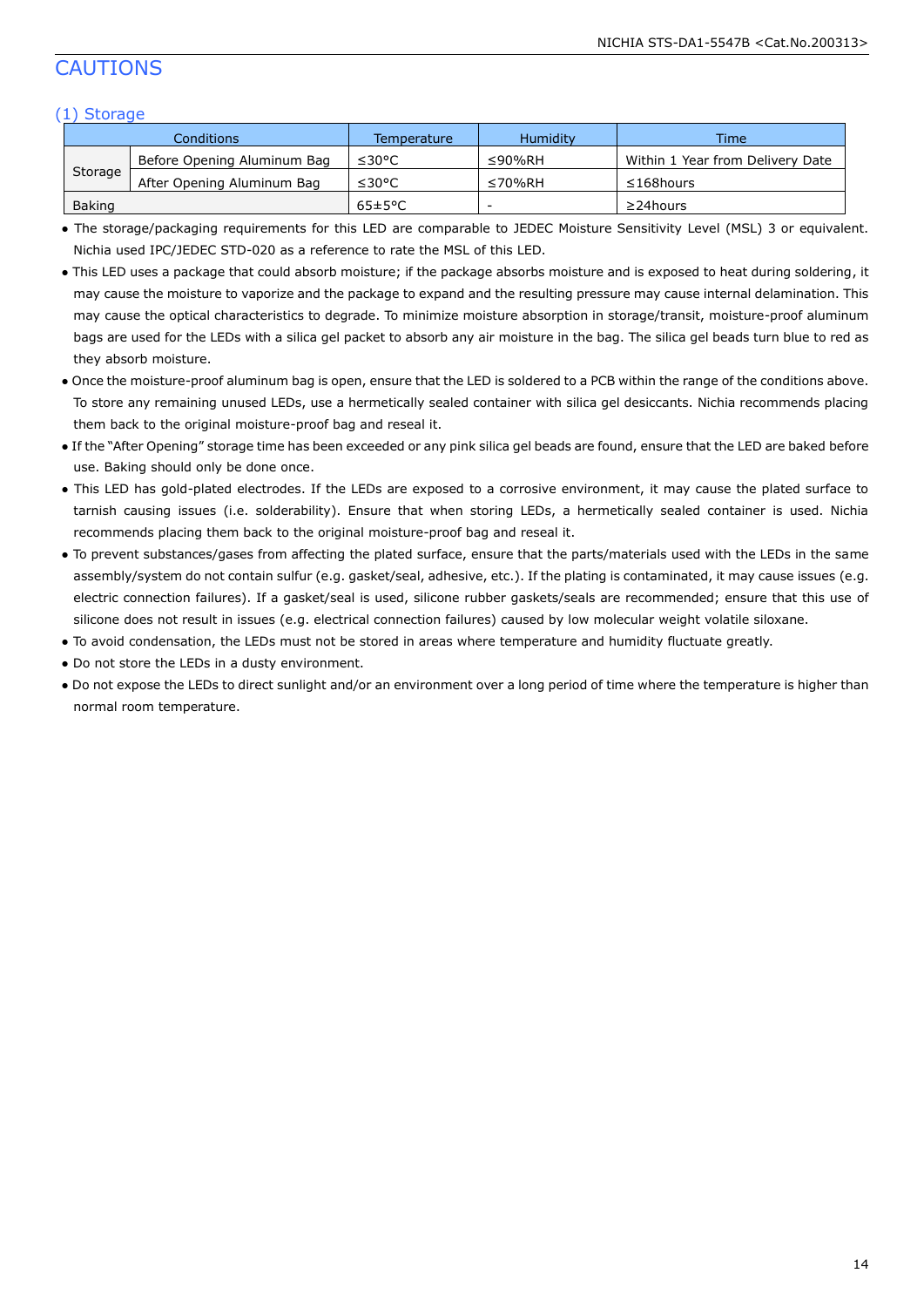# CAUTIONS

## (1) Storage

| Conditions | | Temperature | Humidity | Time |
|---|---|---|---|---|
| Storage | Before Opening Aluminum Bag | ≤30°C | ≤90%RH | Within 1 Year from Delivery Date |
| | After Opening Aluminum Bag | ≤30°C | ≤70%RH | ≤168hours |
| Baking | | 65±5°C | - | ≥24hours |

- The storage/packaging requirements for this LED are comparable to JEDEC Moisture Sensitivity Level (MSL) 3 or equivalent. Nichia used IPC/JEDEC STD-020 as a reference to rate the MSL of this LED.
- This LED uses a package that could absorb moisture; if the package absorbs moisture and is exposed to heat during soldering, it may cause the moisture to vaporize and the package to expand and the resulting pressure may cause internal delamination. This may cause the optical characteristics to degrade. To minimize moisture absorption in storage/transit, moisture-proof aluminum bags are used for the LEDs with a silica gel packet to absorb any air moisture in the bag. The silica gel beads turn blue to red as they absorb moisture.
- Once the moisture-proof aluminum bag is open, ensure that the LED is soldered to a PCB within the range of the conditions above. To store any remaining unused LEDs, use a hermetically sealed container with silica gel desiccants. Nichia recommends placing them back to the original moisture-proof bag and reseal it.
- If the "After Opening" storage time has been exceeded or any pink silica gel beads are found, ensure that the LED are baked before use. Baking should only be done once.
- This LED has gold-plated electrodes. If the LEDs are exposed to a corrosive environment, it may cause the plated surface to tarnish causing issues (i.e. solderability). Ensure that when storing LEDs, a hermetically sealed container is used. Nichia recommends placing them back to the original moisture-proof bag and reseal it.
- To prevent substances/gases from affecting the plated surface, ensure that the parts/materials used with the LEDs in the same assembly/system do not contain sulfur (e.g. gasket/seal, adhesive, etc.). If the plating is contaminated, it may cause issues (e.g. electric connection failures). If a gasket/seal is used, silicone rubber gaskets/seals are recommended; ensure that this use of silicone does not result in issues (e.g. electrical connection failures) caused by low molecular weight volatile siloxane.
- To avoid condensation, the LEDs must not be stored in areas where temperature and humidity fluctuate greatly.
- Do not store the LEDs in a dusty environment.
- Do not expose the LEDs to direct sunlight and/or an environment over a long period of time where the temperature is higher than normal room temperature.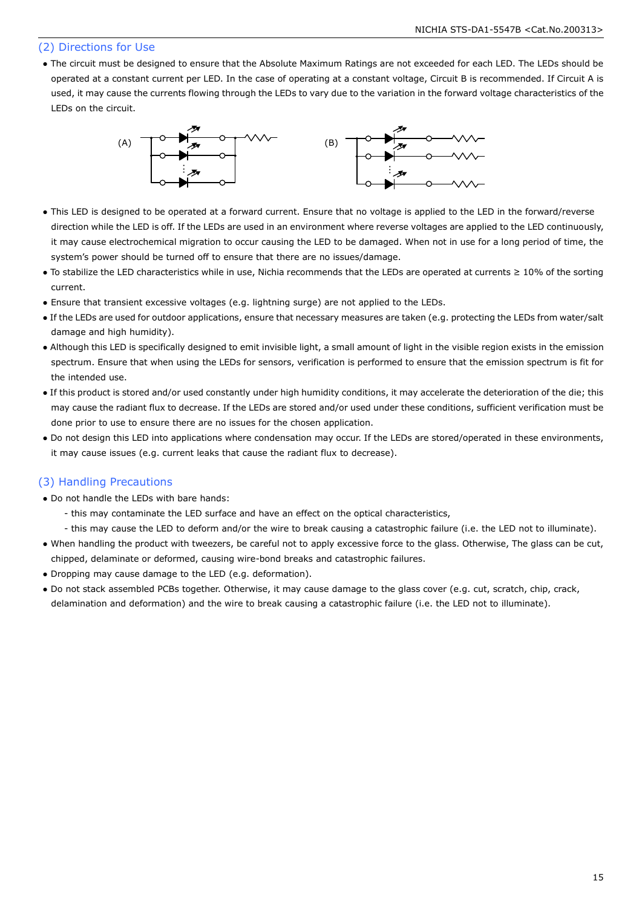## (2) Directions for Use

- The circuit must be designed to ensure that the Absolute Maximum Ratings are not exceeded for each LED. The LEDs should be operated at a constant current per LED. In the case of operating at a constant voltage, Circuit B is recommended. If Circuit A is used, it may cause the currents flowing through the LEDs to vary due to the variation in the forward voltage characteristics of the LEDs on the circuit.

(A) (B)

- This LED is designed to be operated at a forward current. Ensure that no voltage is applied to the LED in the forward/reverse direction while the LED is off. If the LEDs are used in an environment where reverse voltages are applied to the LED continuously, it may cause electrochemical migration to occur causing the LED to be damaged. When not in use for a long period of time, the system's power should be turned off to ensure that there are no issues/damage.
- To stabilize the LED characteristics while in use, Nichia recommends that the LEDs are operated at currents ≥ 10% of the sorting current.
- Ensure that transient excessive voltages (e.g. lightning surge) are not applied to the LEDs.
- If the LEDs are used for outdoor applications, ensure that necessary measures are taken (e.g. protecting the LEDs from water/salt damage and high humidity).
- Although this LED is specifically designed to emit invisible light, a small amount of light in the visible region exists in the emission spectrum. Ensure that when using the LEDs for sensors, verification is performed to ensure that the emission spectrum is fit for the intended use.
- If this product is stored and/or used constantly under high humidity conditions, it may accelerate the deterioration of the die; this may cause the radiant flux to decrease. If the LEDs are stored and/or used under these conditions, sufficient verification must be done prior to use to ensure there are no issues for the chosen application.
- Do not design this LED into applications where condensation may occur. If the LEDs are stored/operated in these environments, it may cause issues (e.g. current leaks that cause the radiant flux to decrease).

## (3) Handling Precautions

- Do not handle the LEDs with bare hands:
  - this may contaminate the LED surface and have an effect on the optical characteristics,
  - this may cause the LED to deform and/or the wire to break causing a catastrophic failure (i.e. the LED not to illuminate).
- When handling the product with tweezers, be careful not to apply excessive force to the glass. Otherwise, The glass can be cut, chipped, delaminate or deformed, causing wire-bond breaks and catastrophic failures.
- Dropping may cause damage to the LED (e.g. deformation).
- Do not stack assembled PCBs together. Otherwise, it may cause damage to the glass cover (e.g. cut, scratch, chip, crack, delamination and deformation) and the wire to break causing a catastrophic failure (i.e. the LED not to illuminate).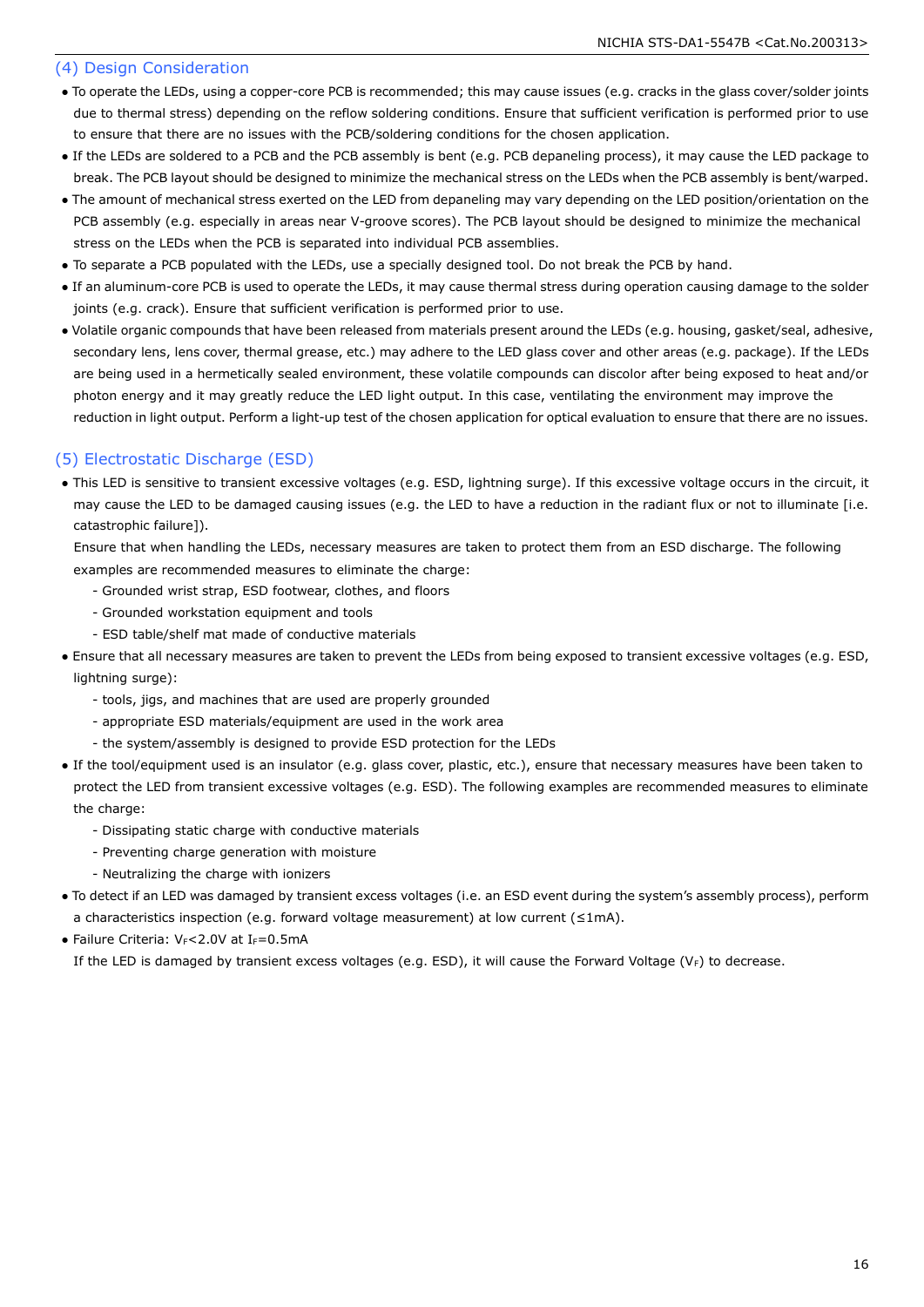## (4) Design Consideration

- To operate the LEDs, using a copper-core PCB is recommended; this may cause issues (e.g. cracks in the glass cover/solder joints due to thermal stress) depending on the reflow soldering conditions. Ensure that sufficient verification is performed prior to use to ensure that there are no issues with the PCB/soldering conditions for the chosen application.
- If the LEDs are soldered to a PCB and the PCB assembly is bent (e.g. PCB depaneling process), it may cause the LED package to break. The PCB layout should be designed to minimize the mechanical stress on the LEDs when the PCB assembly is bent/warped.
- The amount of mechanical stress exerted on the LED from depaneling may vary depending on the LED position/orientation on the PCB assembly (e.g. especially in areas near V-groove scores). The PCB layout should be designed to minimize the mechanical stress on the LEDs when the PCB is separated into individual PCB assemblies.
- To separate a PCB populated with the LEDs, use a specially designed tool. Do not break the PCB by hand.
- If an aluminum-core PCB is used to operate the LEDs, it may cause thermal stress during operation causing damage to the solder joints (e.g. crack). Ensure that sufficient verification is performed prior to use.
- Volatile organic compounds that have been released from materials present around the LEDs (e.g. housing, gasket/seal, adhesive, secondary lens, lens cover, thermal grease, etc.) may adhere to the LED glass cover and other areas (e.g. package). If the LEDs are being used in a hermetically sealed environment, these volatile compounds can discolor after being exposed to heat and/or photon energy and it may greatly reduce the LED light output. In this case, ventilating the environment may improve the reduction in light output. Perform a light-up test of the chosen application for optical evaluation to ensure that there are no issues.

## (5) Electrostatic Discharge (ESD)

- This LED is sensitive to transient excessive voltages (e.g. ESD, lightning surge). If this excessive voltage occurs in the circuit, it may cause the LED to be damaged causing issues (e.g. the LED to have a reduction in the radiant flux or not to illuminate [i.e. catastrophic failure]).
  Ensure that when handling the LEDs, necessary measures are taken to protect them from an ESD discharge. The following examples are recommended measures to eliminate the charge:
  - Grounded wrist strap, ESD footwear, clothes, and floors
  - Grounded workstation equipment and tools
  - ESD table/shelf mat made of conductive materials
- Ensure that all necessary measures are taken to prevent the LEDs from being exposed to transient excessive voltages (e.g. ESD, lightning surge):
  - tools, jigs, and machines that are used are properly grounded
  - appropriate ESD materials/equipment are used in the work area
  - the system/assembly is designed to provide ESD protection for the LEDs
- If the tool/equipment used is an insulator (e.g. glass cover, plastic, etc.), ensure that necessary measures have been taken to protect the LED from transient excessive voltages (e.g. ESD). The following examples are recommended measures to eliminate the charge:
  - Dissipating static charge with conductive materials
  - Preventing charge generation with moisture
  - Neutralizing the charge with ionizers
- To detect if an LED was damaged by transient excess voltages (i.e. an ESD event during the system's assembly process), perform a characteristics inspection (e.g. forward voltage measurement) at low current (≤1mA).
- Failure Criteria: $V_F$<2.0V at $I_F$=0.5mA
  If the LED is damaged by transient excess voltages (e.g. ESD), it will cause the Forward Voltage ($V_F$) to decrease.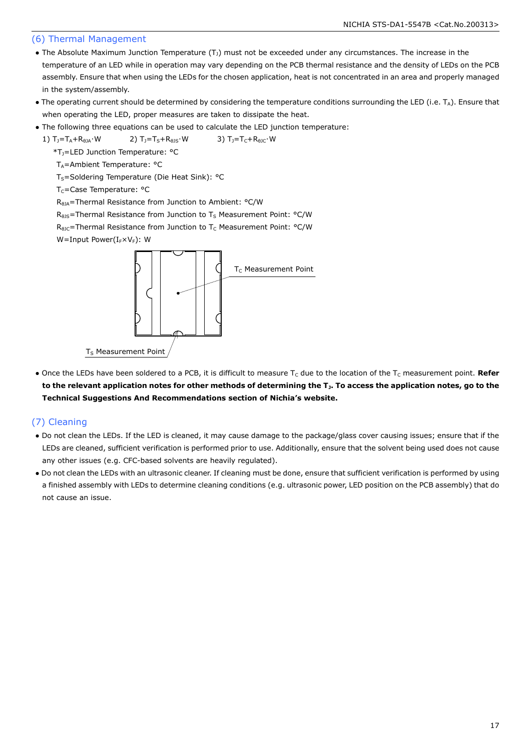## (6) Thermal Management

- The Absolute Maximum Junction Temperature ($T_J$) must not be exceeded under any circumstances. The increase in the temperature of an LED while in operation may vary depending on the PCB thermal resistance and the density of LEDs on the PCB assembly. Ensure that when using the LEDs for the chosen application, heat is not concentrated in an area and properly managed in the system/assembly.
- The operating current should be determined by considering the temperature conditions surrounding the LED (i.e. $T_A$). Ensure that when operating the LED, proper measures are taken to dissipate the heat.
- The following three equations can be used to calculate the LED junction temperature:

  1) $T_J=T_A+R_{\theta JA}\cdot W$  2) $T_J=T_S+R_{\theta JS}\cdot W$  3) $T_J=T_C+R_{\theta JC}\cdot W$

  *$T_J$=LED Junction Temperature: °C
  $T_A$=Ambient Temperature: °C
  $T_S$=Soldering Temperature (Die Heat Sink): °C
  $T_C$=Case Temperature: °C
  $R_{\theta JA}$=Thermal Resistance from Junction to Ambient: °C/W
  $R_{\theta JS}$=Thermal Resistance from Junction to $T_S$ Measurement Point: °C/W
  $R_{\theta JC}$=Thermal Resistance from Junction to $T_C$ Measurement Point: °C/W
  W=Input Power($I_F \times V_F$): W

$T_C$ Measurement Point

$T_S$ Measurement Point

- Once the LEDs have been soldered to a PCB, it is difficult to measure $T_C$ due to the location of the $T_C$ measurement point. **Refer to the relevant application notes for other methods of determining the $T_J$. To access the application notes, go to the Technical Suggestions And Recommendations section of Nichia's website.**

## (7) Cleaning

- Do not clean the LEDs. If the LED is cleaned, it may cause damage to the package/glass cover causing issues; ensure that if the LEDs are cleaned, sufficient verification is performed prior to use. Additionally, ensure that the solvent being used does not cause any other issues (e.g. CFC-based solvents are heavily regulated).
- Do not clean the LEDs with an ultrasonic cleaner. If cleaning must be done, ensure that sufficient verification is performed by using a finished assembly with LEDs to determine cleaning conditions (e.g. ultrasonic power, LED position on the PCB assembly) that do not cause an issue.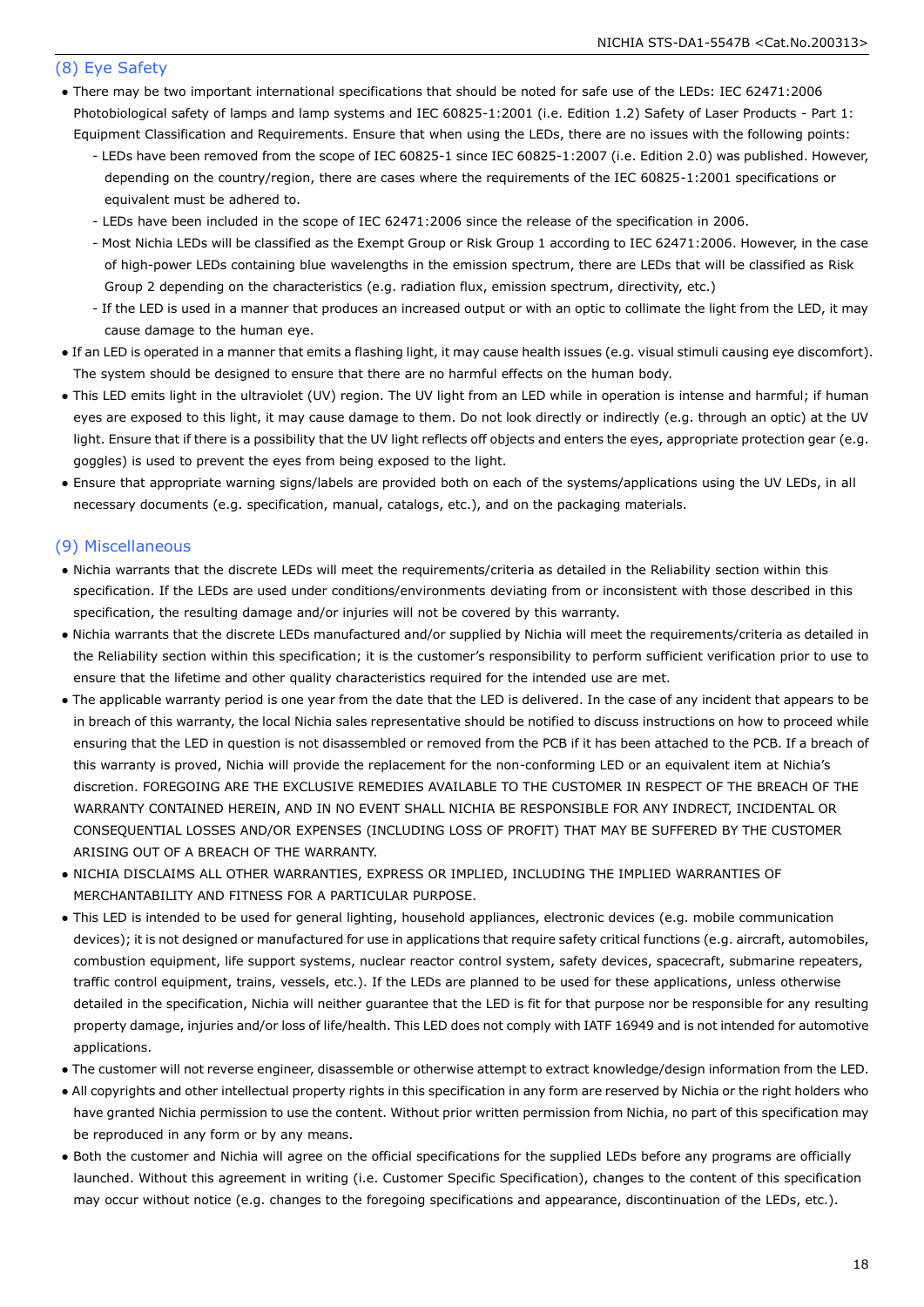## (8) Eye Safety

- There may be two important international specifications that should be noted for safe use of the LEDs: IEC 62471:2006 Photobiological safety of lamps and lamp systems and IEC 60825-1:2001 (i.e. Edition 1.2) Safety of Laser Products - Part 1: Equipment Classification and Requirements. Ensure that when using the LEDs, there are no issues with the following points:
  - LEDs have been removed from the scope of IEC 60825-1 since IEC 60825-1:2007 (i.e. Edition 2.0) was published. However, depending on the country/region, there are cases where the requirements of the IEC 60825-1:2001 specifications or equivalent must be adhered to.
  - LEDs have been included in the scope of IEC 62471:2006 since the release of the specification in 2006.
  - Most Nichia LEDs will be classified as the Exempt Group or Risk Group 1 according to IEC 62471:2006. However, in the case of high-power LEDs containing blue wavelengths in the emission spectrum, there are LEDs that will be classified as Risk Group 2 depending on the characteristics (e.g. radiation flux, emission spectrum, directivity, etc.)
  - If the LED is used in a manner that produces an increased output or with an optic to collimate the light from the LED, it may cause damage to the human eye.
- If an LED is operated in a manner that emits a flashing light, it may cause health issues (e.g. visual stimuli causing eye discomfort). The system should be designed to ensure that there are no harmful effects on the human body.
- This LED emits light in the ultraviolet (UV) region. The UV light from an LED while in operation is intense and harmful; if human eyes are exposed to this light, it may cause damage to them. Do not look directly or indirectly (e.g. through an optic) at the UV light. Ensure that if there is a possibility that the UV light reflects off objects and enters the eyes, appropriate protection gear (e.g. goggles) is used to prevent the eyes from being exposed to the light.
- Ensure that appropriate warning signs/labels are provided both on each of the systems/applications using the UV LEDs, in all necessary documents (e.g. specification, manual, catalogs, etc.), and on the packaging materials.

## (9) Miscellaneous

- Nichia warrants that the discrete LEDs will meet the requirements/criteria as detailed in the Reliability section within this specification. If the LEDs are used under conditions/environments deviating from or inconsistent with those described in this specification, the resulting damage and/or injuries will not be covered by this warranty.
- Nichia warrants that the discrete LEDs manufactured and/or supplied by Nichia will meet the requirements/criteria as detailed in the Reliability section within this specification; it is the customer's responsibility to perform sufficient verification prior to use to ensure that the lifetime and other quality characteristics required for the intended use are met.
- The applicable warranty period is one year from the date that the LED is delivered. In the case of any incident that appears to be in breach of this warranty, the local Nichia sales representative should be notified to discuss instructions on how to proceed while ensuring that the LED in question is not disassembled or removed from the PCB if it has been attached to the PCB. If a breach of this warranty is proved, Nichia will provide the replacement for the non-conforming LED or an equivalent item at Nichia's discretion. FOREGOING ARE THE EXCLUSIVE REMEDIES AVAILABLE TO THE CUSTOMER IN RESPECT OF THE BREACH OF THE WARRANTY CONTAINED HEREIN, AND IN NO EVENT SHALL NICHIA BE RESPONSIBLE FOR ANY INDRECT, INCIDENTAL OR CONSEQUENTIAL LOSSES AND/OR EXPENSES (INCLUDING LOSS OF PROFIT) THAT MAY BE SUFFERED BY THE CUSTOMER ARISING OUT OF A BREACH OF THE WARRANTY.
- NICHIA DISCLAIMS ALL OTHER WARRANTIES, EXPRESS OR IMPLIED, INCLUDING THE IMPLIED WARRANTIES OF MERCHANTABILITY AND FITNESS FOR A PARTICULAR PURPOSE.
- This LED is intended to be used for general lighting, household appliances, electronic devices (e.g. mobile communication devices); it is not designed or manufactured for use in applications that require safety critical functions (e.g. aircraft, automobiles, combustion equipment, life support systems, nuclear reactor control system, safety devices, spacecraft, submarine repeaters, traffic control equipment, trains, vessels, etc.). If the LEDs are planned to be used for these applications, unless otherwise detailed in the specification, Nichia will neither guarantee that the LED is fit for that purpose nor be responsible for any resulting property damage, injuries and/or loss of life/health. This LED does not comply with IATF 16949 and is not intended for automotive applications.
- The customer will not reverse engineer, disassemble or otherwise attempt to extract knowledge/design information from the LED.
- All copyrights and other intellectual property rights in this specification in any form are reserved by Nichia or the right holders who have granted Nichia permission to use the content. Without prior written permission from Nichia, no part of this specification may be reproduced in any form or by any means.
- Both the customer and Nichia will agree on the official specifications for the supplied LEDs before any programs are officially launched. Without this agreement in writing (i.e. Customer Specific Specification), changes to the content of this specification may occur without notice (e.g. changes to the foregoing specifications and appearance, discontinuation of the LEDs, etc.).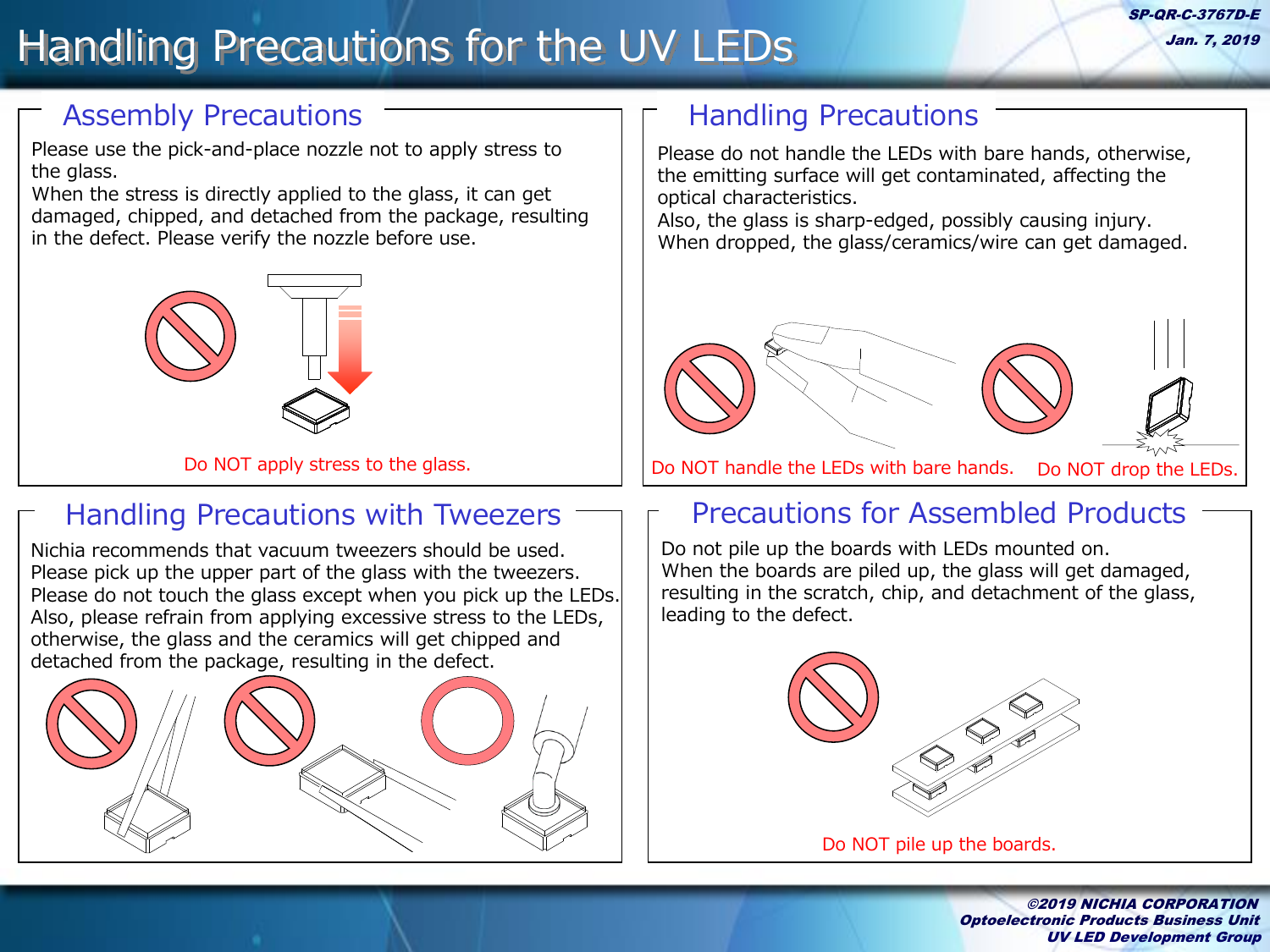# Handling Precautions for the UV LEDs

SP-QR-C-3767D-E
Jan. 7, 2019

## Assembly Precautions

Please use the pick-and-place nozzle not to apply stress to the glass.
When the stress is directly applied to the glass, it can get damaged, chipped, and detached from the package, resulting in the defect. Please verify the nozzle before use.

Do NOT apply stress to the glass.

## Handling Precautions

Please do not handle the LEDs with bare hands, otherwise, the emitting surface will get contaminated, affecting the optical characteristics.
Also, the glass is sharp-edged, possibly causing injury.
When dropped, the glass/ceramics/wire can get damaged.

Do NOT handle the LEDs with bare hands.

Do NOT drop the LEDs.

## Handling Precautions with Tweezers

Nichia recommends that vacuum tweezers should be used.
Please pick up the upper part of the glass with the tweezers.
Please do not touch the glass except when you pick up the LEDs.
Also, please refrain from applying excessive stress to the LEDs, otherwise, the glass and the ceramics will get chipped and detached from the package, resulting in the defect.

## Precautions for Assembled Products

Do not pile up the boards with LEDs mounted on.
When the boards are piled up, the glass will get damaged, resulting in the scratch, chip, and detachment of the glass, leading to the defect.

Do NOT pile up the boards.

©2019 NICHIA CORPORATION
Optoelectronic Products Business Unit
UV LED Development Group